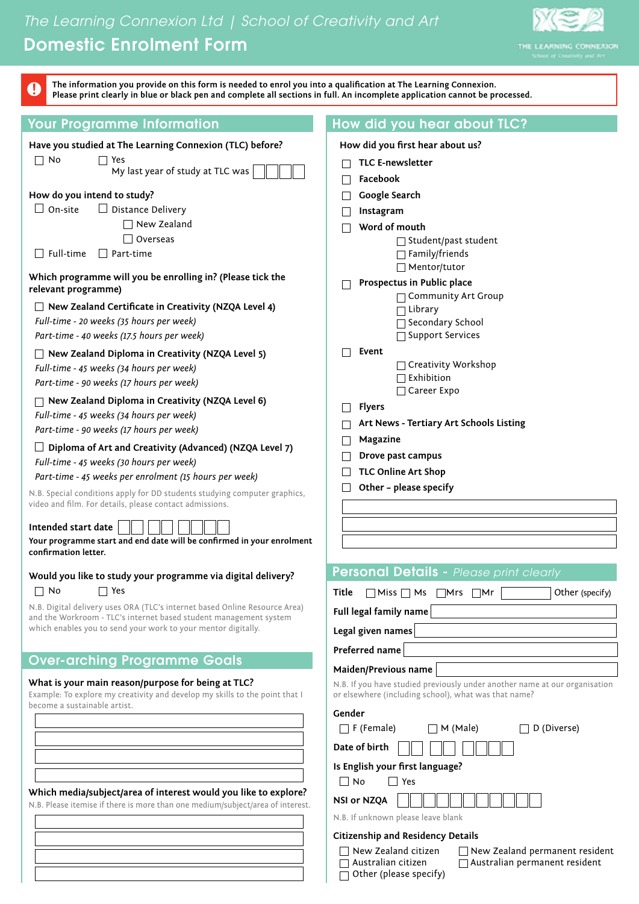# The Learning Connexion Ltd | School of Creativity and Art

# Domestic Enrolment Form

**The information you provide on this form is needed to enrol you into a qualification at The Learning Connexion. Please print clearly in blue or black pen and complete all sections in full. An incomplete application cannot be processed.**

## Your Programme Information

**Have you studied at The Learning Connexion (TLC) before?**

- ☐ No
- ☐ Yes — My last year of study at TLC was ☐☐☐☐

**How do you intend to study?**

- ☐ On-site
- ☐ Distance Delivery
  - ☐ New Zealand
  - ☐ Overseas
- ☐ Full-time
- ☐ Part-time

**Which programme will you be enrolling in? (Please tick the relevant programme)**

☐ **New Zealand Certificate in Creativity (NZQA Level 4)**
*Full-time - 20 weeks (35 hours per week)*
*Part-time - 40 weeks (17.5 hours per week)*

☐ **New Zealand Diploma in Creativity (NZQA Level 5)**
*Full-time - 45 weeks (34 hours per week)*
*Part-time - 90 weeks (17 hours per week)*

☐ **New Zealand Diploma in Creativity (NZQA Level 6)**
*Full-time - 45 weeks (34 hours per week)*
*Part-time - 90 weeks (17 hours per week)*

☐ **Diploma of Art and Creativity (Advanced) (NZQA Level 7)**
*Full-time - 45 weeks (30 hours per week)*
*Part-time - 45 weeks per enrolment (15 hours per week)*

N.B. Special conditions apply for DD students studying computer graphics, video and film. For details, please contact admissions.

**Intended start date** ☐☐ ☐☐ ☐☐☐☐

**Your programme start and end date will be confirmed in your enrolment confirmation letter.**

**Would you like to study your programme via digital delivery?**

- ☐ No
- ☐ Yes

N.B. Digital delivery uses ORA (TLC's internet based Online Resource Area) and the Workroom - TLC's internet based student management system which enables you to send your work to your mentor digitally.

## Over-arching Programme Goals

**What is your main reason/purpose for being at TLC?**

Example: To explore my creativity and develop my skills to the point that I become a sustainable artist.

______________________________
______________________________
______________________________
______________________________

**Which media/subject/area of interest would you like to explore?**

N.B. Please itemise if there is more than one medium/subject/area of interest.

______________________________
______________________________
______________________________
______________________________

## How did you hear about TLC?

**How did you first hear about us?**

- ☐ **TLC E-newsletter**
- ☐ **Facebook**
- ☐ **Google Search**
- ☐ **Instagram**
- ☐ **Word of mouth**
  - ☐ Student/past student
  - ☐ Family/friends
  - ☐ Mentor/tutor
- ☐ **Prospectus in Public place**
  - ☐ Community Art Group
  - ☐ Library
  - ☐ Secondary School
  - ☐ Support Services
- ☐ **Event**
  - ☐ Creativity Workshop
  - ☐ Exhibition
  - ☐ Career Expo
- ☐ **Flyers**
- ☐ **Art News - Tertiary Art Schools Listing**
- ☐ **Magazine**
- ☐ **Drove past campus**
- ☐ **TLC Online Art Shop**
- ☐ **Other – please specify**

______________________________
______________________________
______________________________

## Personal Details - *Please print clearly*

**Title** ☐ Miss ☐ Ms ☐ Mrs ☐ Mr ________ Other (specify)

**Full legal family name** ______________________________

**Legal given names** ______________________________

**Preferred name** ______________________________

**Maiden/Previous name** ______________________________

N.B. If you have studied previously under another name at our organisation or elsewhere (including school), what was that name?

**Gender**

- ☐ F (Female)
- ☐ M (Male)
- ☐ D (Diverse)

**Date of birth** ☐☐ ☐☐ ☐☐☐☐

**Is English your first language?**

- ☐ No
- ☐ Yes

**NSI or NZQA** ☐☐☐☐☐☐☐☐☐☐☐

N.B. If unknown please leave blank

**Citizenship and Residency Details**

- ☐ New Zealand citizen
- ☐ New Zealand permanent resident
- ☐ Australian citizen
- ☐ Australian permanent resident
- ☐ Other (please specify)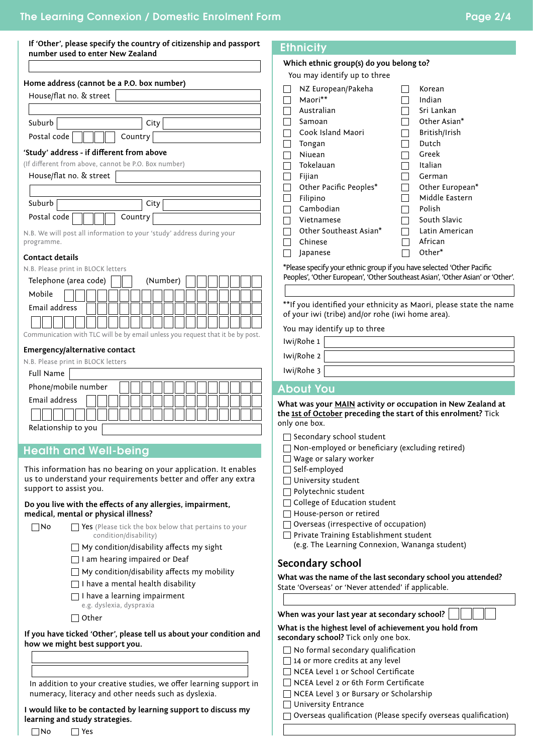If 'Other', please specify the country of citizenship and passport number used to enter New Zealand

Home address (cannot be a P.O. box number)

House/flat no. & street

Suburb          City

Postal code          Country

'Study' address - if different from above

(If different from above, cannot be P.O. Box number)

House/flat no. & street

Suburb          City

Postal code          Country

N.B. We will post all information to your 'study' address during your programme.

**Contact details**

N.B. Please print in BLOCK letters

Telephone (area code)          (Number)

Mobile

Email address

Communication with TLC will be by email unless you request that it be by post.

**Emergency/alternative contact**

N.B. Please print in BLOCK letters

Full Name

Phone/mobile number

Email address

Relationship to you

## Health and Well-being

This information has no bearing on your application. It enables us to understand your requirements better and offer any extra support to assist you.

**Do you live with the effects of any allergies, impairment, medical, mental or physical illness?**

- ☐ No
- ☐ Yes (Please tick the box below that pertains to your condition/disability)
  - ☐ My condition/disability affects my sight
  - ☐ I am hearing impaired or Deaf
  - ☐ My condition/disability affects my mobility
  - ☐ I have a mental health disability
  - ☐ I have a learning impairment e.g. dyslexia, dyspraxia
  - ☐ Other

**If you have ticked 'Other', please tell us about your condition and how we might best support you.**

In addition to your creative studies, we offer learning support in numeracy, literacy and other needs such as dyslexia.

**I would like to be contacted by learning support to discuss my learning and study strategies.**

☐ No    ☐ Yes

## Ethnicity

**Which ethnic group(s) do you belong to?**

You may identify up to three

- ☐ NZ European/Pakeha
- ☐ Maori**
- ☐ Australian
- ☐ Samoan
- ☐ Cook Island Maori
- ☐ Tongan
- ☐ Niuean
- ☐ Tokelauan
- ☐ Fijian
- ☐ Other Pacific Peoples*
- ☐ Filipino
- ☐ Cambodian
- ☐ Vietnamese
- ☐ Other Southeast Asian*
- ☐ Chinese
- ☐ Japanese
- ☐ Korean
- ☐ Indian
- ☐ Sri Lankan
- ☐ Other Asian*
- ☐ British/Irish
- ☐ Dutch
- ☐ Greek
- ☐ Italian
- ☐ German
- ☐ Other European*
- ☐ Middle Eastern
- ☐ Polish
- ☐ South Slavic
- ☐ Latin American
- ☐ African
- ☐ Other*

*Please specify your ethnic group if you have selected 'Other Pacific Peoples', 'Other European', 'Other Southeast Asian', 'Other Asian' or 'Other'.

**If you identified your ethnicity as Maori, please state the name of your iwi (tribe) and/or rohe (iwi home area).

You may identify up to three

Iwi/Rohe 1

Iwi/Rohe 2

Iwi/Rohe 3

## About You

**What was your MAIN activity or occupation in New Zealand at the 1st of October preceding the start of this enrolment?** Tick only one box.

- ☐ Secondary school student
- ☐ Non-employed or beneficiary (excluding retired)
- ☐ Wage or salary worker
- ☐ Self-employed
- ☐ University student
- ☐ Polytechnic student
- ☐ College of Education student
- ☐ House-person or retired
- ☐ Overseas (irrespective of occupation)
- ☐ Private Training Establishment student (e.g. The Learning Connexion, Wananga student)

## Secondary school

**What was the name of the last secondary school you attended?**
State 'Overseas' or 'Never attended' if applicable.

**When was your last year at secondary school?**

**What is the highest level of achievement you hold from secondary school?** Tick only one box.

- ☐ No formal secondary qualification
- ☐ 14 or more credits at any level
- ☐ NCEA Level 1 or School Certificate
- ☐ NCEA Level 2 or 6th Form Certificate
- ☐ NCEA Level 3 or Bursary or Scholarship
- ☐ University Entrance
- ☐ Overseas qualification (Please specify overseas qualification)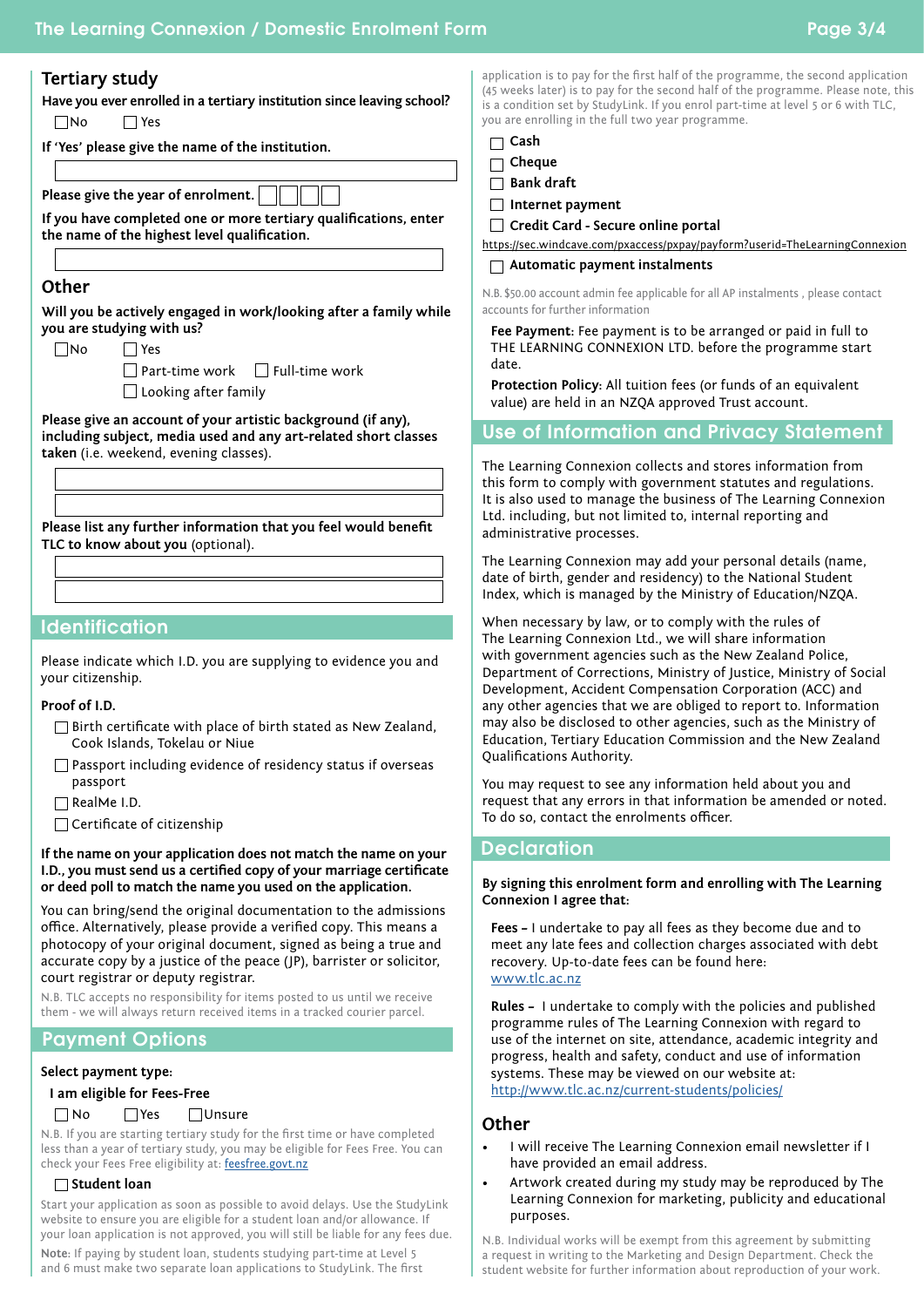## Tertiary study

**Have you ever enrolled in a tertiary institution since leaving school?**

☐ No ☐ Yes

**If 'Yes' please give the name of the institution.**

**Please give the year of enrolment.** ☐☐☐☐

**If you have completed one or more tertiary qualifications, enter the name of the highest level qualification.**

## Other

**Will you be actively engaged in work/looking after a family while you are studying with us?**

☐ No ☐ Yes

☐ Part-time work ☐ Full-time work

☐ Looking after family

**Please give an account of your artistic background (if any), including subject, media used and any art-related short classes taken** (i.e. weekend, evening classes).

**Please list any further information that you feel would benefit TLC to know about you** (optional).

## Identification

Please indicate which I.D. you are supplying to evidence you and your citizenship.

**Proof of I.D.**

- ☐ Birth certificate with place of birth stated as New Zealand, Cook Islands, Tokelau or Niue
- ☐ Passport including evidence of residency status if overseas passport
- ☐ RealMe I.D.
- ☐ Certificate of citizenship

**If the name on your application does not match the name on your I.D., you must send us a certified copy of your marriage certificate or deed poll to match the name you used on the application.**

You can bring/send the original documentation to the admissions office. Alternatively, please provide a verified copy. This means a photocopy of your original document, signed as being a true and accurate copy by a justice of the peace (JP), barrister or solicitor, court registrar or deputy registrar.

N.B. TLC accepts no responsibility for items posted to us until we receive them - we will always return received items in a tracked courier parcel.

## Payment Options

**Select payment type:**

**I am eligible for Fees-Free**

☐ No ☐ Yes ☐ Unsure

N.B. If you are starting tertiary study for the first time or have completed less than a year of tertiary study, you may be eligible for Fees Free. You can check your Fees Free eligibility at: feesfree.govt.nz

☐ **Student loan**

Start your application as soon as possible to avoid delays. Use the StudyLink website to ensure you are eligible for a student loan and/or allowance. If your loan application is not approved, you will still be liable for any fees due.

**Note**: If paying by student loan, students studying part-time at Level 5 and 6 must make two separate loan applications to StudyLink. The first application is to pay for the first half of the programme, the second application (45 weeks later) is to pay for the second half of the programme. Please note, this is a condition set by StudyLink. If you enrol part-time at level 5 or 6 with TLC, you are enrolling in the full two year programme.

- ☐ **Cash**
- ☐ **Cheque**
- ☐ **Bank draft**
- ☐ **Internet payment**
- ☐ **Credit Card - Secure online portal**

https://sec.windcave.com/pxaccess/pxpay/payform?userid=TheLearningConnexion

- ☐ **Automatic payment instalments**

N.B. $50.00 account admin fee applicable for all AP instalments , please contact accounts for further information

**Fee Payment:** Fee payment is to be arranged or paid in full to THE LEARNING CONNEXION LTD. before the programme start date.

**Protection Policy:** All tuition fees (or funds of an equivalent value) are held in an NZQA approved Trust account.

## Use of Information and Privacy Statement

The Learning Connexion collects and stores information from this form to comply with government statutes and regulations. It is also used to manage the business of The Learning Connexion Ltd. including, but not limited to, internal reporting and administrative processes.

The Learning Connexion may add your personal details (name, date of birth, gender and residency) to the National Student Index, which is managed by the Ministry of Education/NZQA.

When necessary by law, or to comply with the rules of The Learning Connexion Ltd., we will share information with government agencies such as the New Zealand Police, Department of Corrections, Ministry of Justice, Ministry of Social Development, Accident Compensation Corporation (ACC) and any other agencies that we are obliged to report to. Information may also be disclosed to other agencies, such as the Ministry of Education, Tertiary Education Commission and the New Zealand Qualifications Authority.

You may request to see any information held about you and request that any errors in that information be amended or noted. To do so, contact the enrolments officer.

## Declaration

**By signing this enrolment form and enrolling with The Learning Connexion I agree that:**

**Fees –** I undertake to pay all fees as they become due and to meet any late fees and collection charges associated with debt recovery. Up-to-date fees can be found here: www.tlc.ac.nz

**Rules –** I undertake to comply with the policies and published programme rules of The Learning Connexion with regard to use of the internet on site, attendance, academic integrity and progress, health and safety, conduct and use of information systems. These may be viewed on our website at: http://www.tlc.ac.nz/current-students/policies/

## Other

- I will receive The Learning Connexion email newsletter if I have provided an email address.
- Artwork created during my study may be reproduced by The Learning Connexion for marketing, publicity and educational purposes.

N.B. Individual works will be exempt from this agreement by submitting a request in writing to the Marketing and Design Department. Check the student website for further information about reproduction of your work.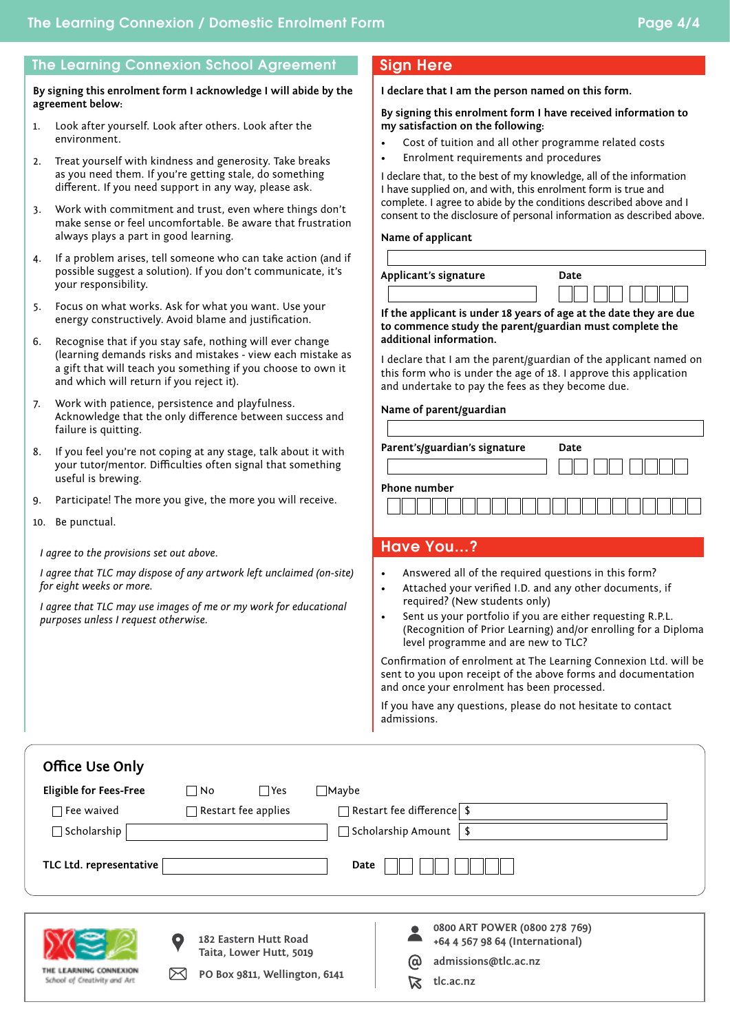## The Learning Connexion School Agreement

**By signing this enrolment form I acknowledge I will abide by the agreement below:**

1. Look after yourself. Look after others. Look after the environment.
2. Treat yourself with kindness and generosity. Take breaks as you need them. If you're getting stale, do something different. If you need support in any way, please ask.
3. Work with commitment and trust, even where things don't make sense or feel uncomfortable. Be aware that frustration always plays a part in good learning.
4. If a problem arises, tell someone who can take action (and if possible suggest a solution). If you don't communicate, it's your responsibility.
5. Focus on what works. Ask for what you want. Use your energy constructively. Avoid blame and justification.
6. Recognise that if you stay safe, nothing will ever change (learning demands risks and mistakes - view each mistake as a gift that will teach you something if you choose to own it and which will return if you reject it).
7. Work with patience, persistence and playfulness. Acknowledge that the only difference between success and failure is quitting.
8. If you feel you're not coping at any stage, talk about it with your tutor/mentor. Difficulties often signal that something useful is brewing.
9. Participate! The more you give, the more you will receive.
10. Be punctual.

*I agree to the provisions set out above.*

*I agree that TLC may dispose of any artwork left unclaimed (on-site) for eight weeks or more.*

*I agree that TLC may use images of me or my work for educational purposes unless I request otherwise.*

## Sign Here

**I declare that I am the person named on this form.**

**By signing this enrolment form I have received information to my satisfaction on the following:**

- Cost of tuition and all other programme related costs
- Enrolment requirements and procedures

I declare that, to the best of my knowledge, all of the information I have supplied on, and with, this enrolment form is true and complete. I agree to abide by the conditions described above and I consent to the disclosure of personal information as described above.

**Name of applicant**

**Applicant's signature** **Date**

**If the applicant is under 18 years of age at the date they are due to commence study the parent/guardian must complete the additional information.**

I declare that I am the parent/guardian of the applicant named on this form who is under the age of 18. I approve this application and undertake to pay the fees as they become due.

**Name of parent/guardian**

**Parent's/guardian's signature** **Date**

**Phone number**

## Have You...?

- Answered all of the required questions in this form?
- Attached your verified I.D. and any other documents, if required? (New students only)
- Sent us your portfolio if you are either requesting R.P.L. (Recognition of Prior Learning) and/or enrolling for a Diploma level programme and are new to TLC?

Confirmation of enrolment at The Learning Connexion Ltd. will be sent to you upon receipt of the above forms and documentation and once your enrolment has been processed.

If you have any questions, please do not hesitate to contact admissions.

## Office Use Only

**Eligible for Fees-Free** ☐ No ☐ Yes ☐ Maybe

☐ Fee waived ☐ Restart fee applies ☐ Restart fee difference $

☐ Scholarship ☐ Scholarship Amount $

**TLC Ltd. representative** **Date**

THE LEARNING CONNEXION
School of Creativity and Art

182 Eastern Hutt Road
Taita, Lower Hutt, 5019

PO Box 9811, Wellington, 6141

0800 ART POWER (0800 278 769)
+64 4 567 98 64 (International)

admissions@tlc.ac.nz

tlc.ac.nz